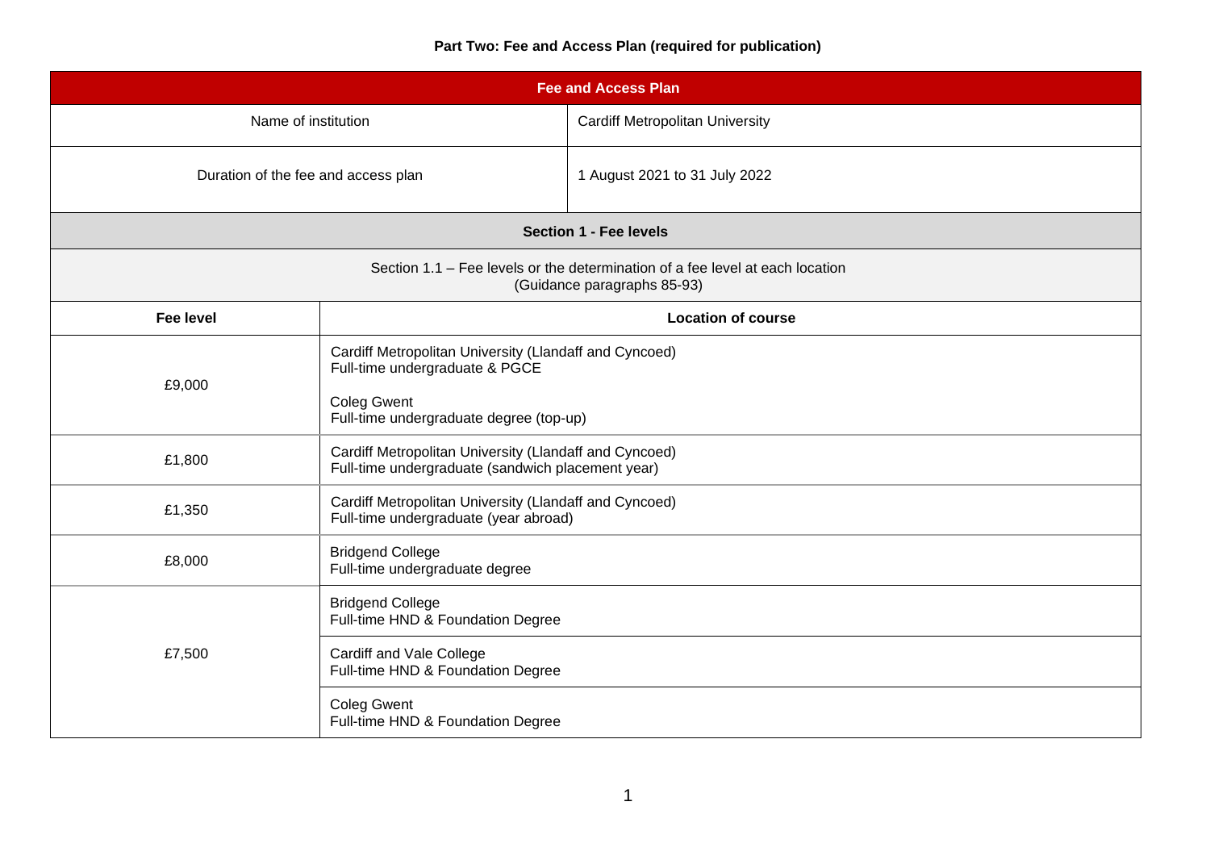**Part Two: Fee and Access Plan (required for publication)**

| Fee and Access Plan | |
|---|---|
| Name of institution | Cardiff Metropolitan University |
| Duration of the fee and access plan | 1 August 2021 to 31 July 2022 |

**Section 1 - Fee levels**

Section 1.1 – Fee levels or the determination of a fee level at each location
(Guidance paragraphs 85-93)

| Fee level | Location of course |
|---|---|
| £9,000 | Cardiff Metropolitan University (Llandaff and Cyncoed)<br>Full-time undergraduate & PGCE<br><br>Coleg Gwent<br>Full-time undergraduate degree (top-up) |
| £1,800 | Cardiff Metropolitan University (Llandaff and Cyncoed)<br>Full-time undergraduate (sandwich placement year) |
| £1,350 | Cardiff Metropolitan University (Llandaff and Cyncoed)<br>Full-time undergraduate (year abroad) |
| £8,000 | Bridgend College<br>Full-time undergraduate degree |
| £7,500 | Bridgend College<br>Full-time HND & Foundation Degree |
| | Cardiff and Vale College<br>Full-time HND & Foundation Degree |
| | Coleg Gwent<br>Full-time HND & Foundation Degree |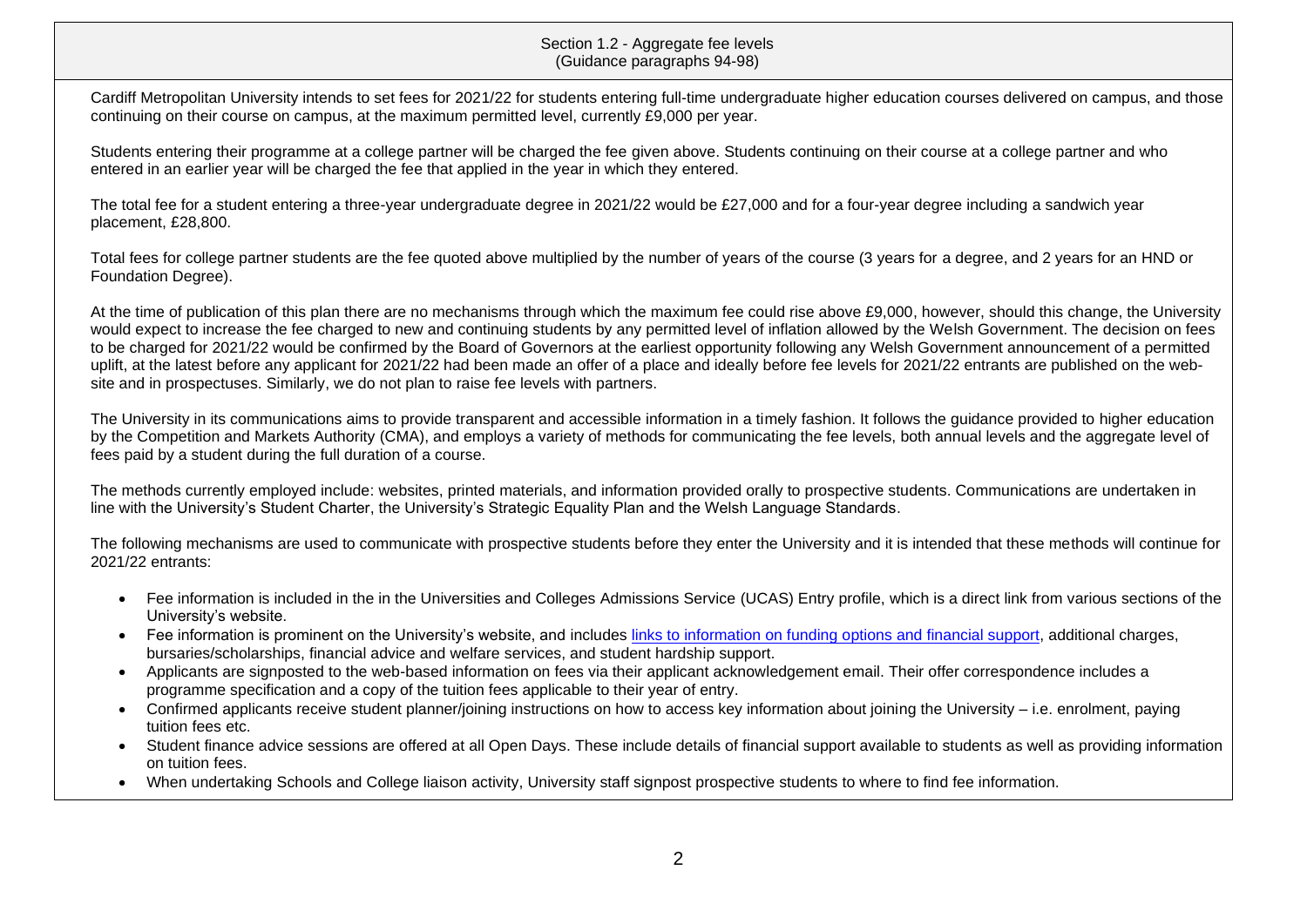## Section 1.2 - Aggregate fee levels
(Guidance paragraphs 94-98)

Cardiff Metropolitan University intends to set fees for 2021/22 for students entering full-time undergraduate higher education courses delivered on campus, and those continuing on their course on campus, at the maximum permitted level, currently £9,000 per year.

Students entering their programme at a college partner will be charged the fee given above. Students continuing on their course at a college partner and who entered in an earlier year will be charged the fee that applied in the year in which they entered.

The total fee for a student entering a three-year undergraduate degree in 2021/22 would be £27,000 and for a four-year degree including a sandwich year placement, £28,800.

Total fees for college partner students are the fee quoted above multiplied by the number of years of the course (3 years for a degree, and 2 years for an HND or Foundation Degree).

At the time of publication of this plan there are no mechanisms through which the maximum fee could rise above £9,000, however, should this change, the University would expect to increase the fee charged to new and continuing students by any permitted level of inflation allowed by the Welsh Government. The decision on fees to be charged for 2021/22 would be confirmed by the Board of Governors at the earliest opportunity following any Welsh Government announcement of a permitted uplift, at the latest before any applicant for 2021/22 had been made an offer of a place and ideally before fee levels for 2021/22 entrants are published on the web-site and in prospectuses. Similarly, we do not plan to raise fee levels with partners.

The University in its communications aims to provide transparent and accessible information in a timely fashion. It follows the guidance provided to higher education by the Competition and Markets Authority (CMA), and employs a variety of methods for communicating the fee levels, both annual levels and the aggregate level of fees paid by a student during the full duration of a course.

The methods currently employed include: websites, printed materials, and information provided orally to prospective students. Communications are undertaken in line with the University's Student Charter, the University's Strategic Equality Plan and the Welsh Language Standards.

The following mechanisms are used to communicate with prospective students before they enter the University and it is intended that these methods will continue for 2021/22 entrants:

- Fee information is included in the in the Universities and Colleges Admissions Service (UCAS) Entry profile, which is a direct link from various sections of the University's website.
- Fee information is prominent on the University's website, and includes links to information on funding options and financial support, additional charges, bursaries/scholarships, financial advice and welfare services, and student hardship support.
- Applicants are signposted to the web-based information on fees via their applicant acknowledgement email. Their offer correspondence includes a programme specification and a copy of the tuition fees applicable to their year of entry.
- Confirmed applicants receive student planner/joining instructions on how to access key information about joining the University – i.e. enrolment, paying tuition fees etc.
- Student finance advice sessions are offered at all Open Days. These include details of financial support available to students as well as providing information on tuition fees.
- When undertaking Schools and College liaison activity, University staff signpost prospective students to where to find fee information.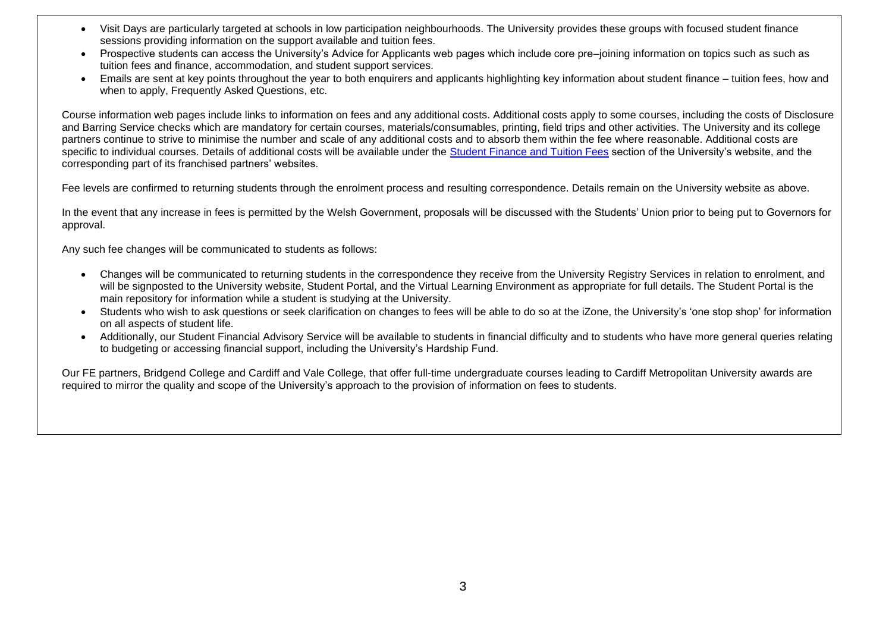- Visit Days are particularly targeted at schools in low participation neighbourhoods. The University provides these groups with focused student finance sessions providing information on the support available and tuition fees.
- Prospective students can access the University's Advice for Applicants web pages which include core pre–joining information on topics such as such as tuition fees and finance, accommodation, and student support services.
- Emails are sent at key points throughout the year to both enquirers and applicants highlighting key information about student finance – tuition fees, how and when to apply, Frequently Asked Questions, etc.

Course information web pages include links to information on fees and any additional costs. Additional costs apply to some courses, including the costs of Disclosure and Barring Service checks which are mandatory for certain courses, materials/consumables, printing, field trips and other activities. The University and its college partners continue to strive to minimise the number and scale of any additional costs and to absorb them within the fee where reasonable. Additional costs are specific to individual courses. Details of additional costs will be available under the Student Finance and Tuition Fees section of the University's website, and the corresponding part of its franchised partners' websites.

Fee levels are confirmed to returning students through the enrolment process and resulting correspondence. Details remain on the University website as above.

In the event that any increase in fees is permitted by the Welsh Government, proposals will be discussed with the Students' Union prior to being put to Governors for approval.

Any such fee changes will be communicated to students as follows:

- Changes will be communicated to returning students in the correspondence they receive from the University Registry Services in relation to enrolment, and will be signposted to the University website, Student Portal, and the Virtual Learning Environment as appropriate for full details. The Student Portal is the main repository for information while a student is studying at the University.
- Students who wish to ask questions or seek clarification on changes to fees will be able to do so at the iZone, the University's 'one stop shop' for information on all aspects of student life.
- Additionally, our Student Financial Advisory Service will be available to students in financial difficulty and to students who have more general queries relating to budgeting or accessing financial support, including the University's Hardship Fund.

Our FE partners, Bridgend College and Cardiff and Vale College, that offer full-time undergraduate courses leading to Cardiff Metropolitan University awards are required to mirror the quality and scope of the University's approach to the provision of information on fees to students.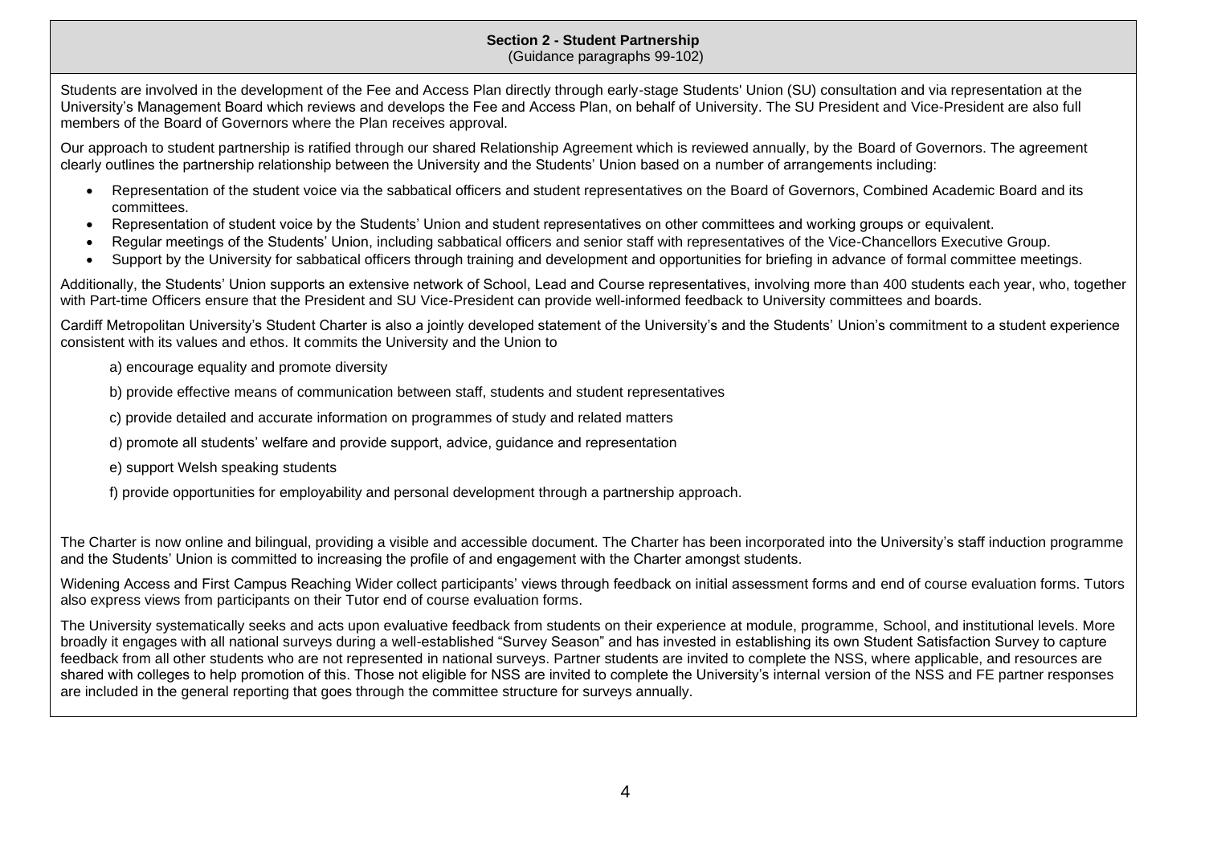## Section 2 - Student Partnership

(Guidance paragraphs 99-102)

Students are involved in the development of the Fee and Access Plan directly through early-stage Students' Union (SU) consultation and via representation at the University's Management Board which reviews and develops the Fee and Access Plan, on behalf of University. The SU President and Vice-President are also full members of the Board of Governors where the Plan receives approval.

Our approach to student partnership is ratified through our shared Relationship Agreement which is reviewed annually, by the Board of Governors. The agreement clearly outlines the partnership relationship between the University and the Students' Union based on a number of arrangements including:

- Representation of the student voice via the sabbatical officers and student representatives on the Board of Governors, Combined Academic Board and its committees.
- Representation of student voice by the Students' Union and student representatives on other committees and working groups or equivalent.
- Regular meetings of the Students' Union, including sabbatical officers and senior staff with representatives of the Vice-Chancellors Executive Group.
- Support by the University for sabbatical officers through training and development and opportunities for briefing in advance of formal committee meetings.

Additionally, the Students' Union supports an extensive network of School, Lead and Course representatives, involving more than 400 students each year, who, together with Part-time Officers ensure that the President and SU Vice-President can provide well-informed feedback to University committees and boards.

Cardiff Metropolitan University's Student Charter is also a jointly developed statement of the University's and the Students' Union's commitment to a student experience consistent with its values and ethos. It commits the University and the Union to

a) encourage equality and promote diversity

b) provide effective means of communication between staff, students and student representatives

c) provide detailed and accurate information on programmes of study and related matters

d) promote all students' welfare and provide support, advice, guidance and representation

e) support Welsh speaking students

f) provide opportunities for employability and personal development through a partnership approach.

The Charter is now online and bilingual, providing a visible and accessible document. The Charter has been incorporated into the University's staff induction programme and the Students' Union is committed to increasing the profile of and engagement with the Charter amongst students.

Widening Access and First Campus Reaching Wider collect participants' views through feedback on initial assessment forms and end of course evaluation forms. Tutors also express views from participants on their Tutor end of course evaluation forms.

The University systematically seeks and acts upon evaluative feedback from students on their experience at module, programme, School, and institutional levels. More broadly it engages with all national surveys during a well-established "Survey Season" and has invested in establishing its own Student Satisfaction Survey to capture feedback from all other students who are not represented in national surveys. Partner students are invited to complete the NSS, where applicable, and resources are shared with colleges to help promotion of this. Those not eligible for NSS are invited to complete the University's internal version of the NSS and FE partner responses are included in the general reporting that goes through the committee structure for surveys annually.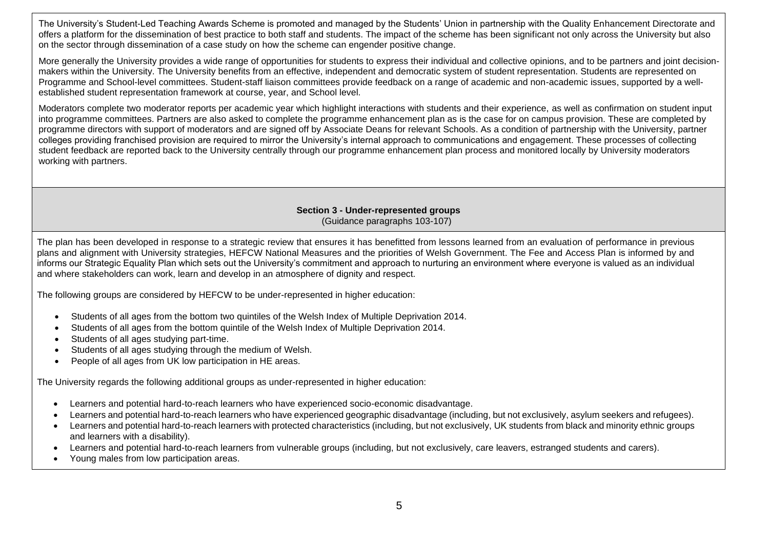The University's Student-Led Teaching Awards Scheme is promoted and managed by the Students' Union in partnership with the Quality Enhancement Directorate and offers a platform for the dissemination of best practice to both staff and students. The impact of the scheme has been significant not only across the University but also on the sector through dissemination of a case study on how the scheme can engender positive change.

More generally the University provides a wide range of opportunities for students to express their individual and collective opinions, and to be partners and joint decision-makers within the University. The University benefits from an effective, independent and democratic system of student representation. Students are represented on Programme and School-level committees. Student-staff liaison committees provide feedback on a range of academic and non-academic issues, supported by a well-established student representation framework at course, year, and School level.

Moderators complete two moderator reports per academic year which highlight interactions with students and their experience, as well as confirmation on student input into programme committees. Partners are also asked to complete the programme enhancement plan as is the case for on campus provision. These are completed by programme directors with support of moderators and are signed off by Associate Deans for relevant Schools. As a condition of partnership with the University, partner colleges providing franchised provision are required to mirror the University's internal approach to communications and engagement. These processes of collecting student feedback are reported back to the University centrally through our programme enhancement plan process and monitored locally by University moderators working with partners.

## Section 3 - Under-represented groups

(Guidance paragraphs 103-107)

The plan has been developed in response to a strategic review that ensures it has benefitted from lessons learned from an evaluation of performance in previous plans and alignment with University strategies, HEFCW National Measures and the priorities of Welsh Government. The Fee and Access Plan is informed by and informs our Strategic Equality Plan which sets out the University's commitment and approach to nurturing an environment where everyone is valued as an individual and where stakeholders can work, learn and develop in an atmosphere of dignity and respect.

The following groups are considered by HEFCW to be under-represented in higher education:

- Students of all ages from the bottom two quintiles of the Welsh Index of Multiple Deprivation 2014.
- Students of all ages from the bottom quintile of the Welsh Index of Multiple Deprivation 2014.
- Students of all ages studying part-time.
- Students of all ages studying through the medium of Welsh.
- People of all ages from UK low participation in HE areas.

The University regards the following additional groups as under-represented in higher education:

- Learners and potential hard-to-reach learners who have experienced socio-economic disadvantage.
- Learners and potential hard-to-reach learners who have experienced geographic disadvantage (including, but not exclusively, asylum seekers and refugees).
- Learners and potential hard-to-reach learners with protected characteristics (including, but not exclusively, UK students from black and minority ethnic groups and learners with a disability).
- Learners and potential hard-to-reach learners from vulnerable groups (including, but not exclusively, care leavers, estranged students and carers).
- Young males from low participation areas.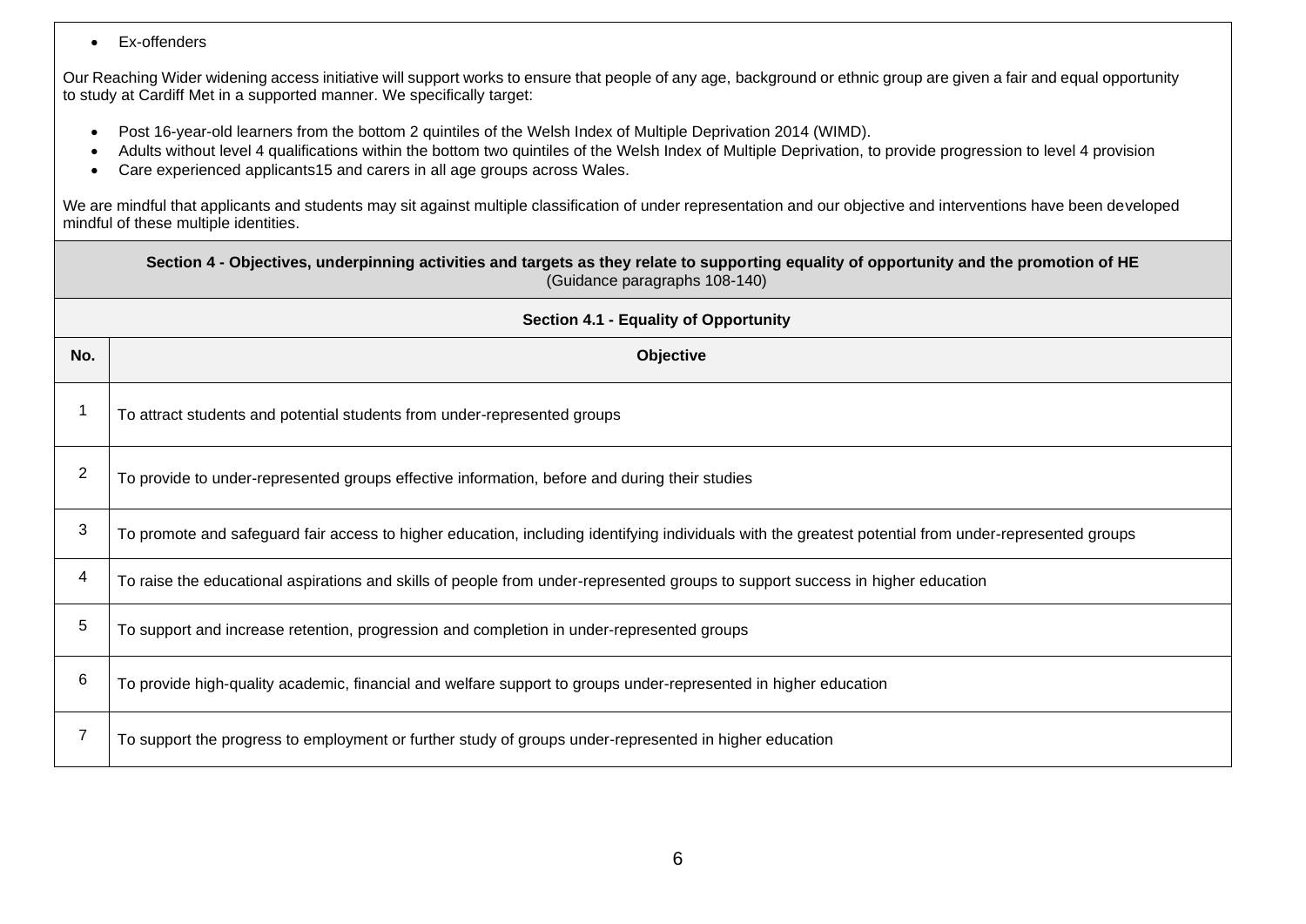- Ex-offenders

Our Reaching Wider widening access initiative will support works to ensure that people of any age, background or ethnic group are given a fair and equal opportunity to study at Cardiff Met in a supported manner. We specifically target:

- Post 16-year-old learners from the bottom 2 quintiles of the Welsh Index of Multiple Deprivation 2014 (WIMD).
- Adults without level 4 qualifications within the bottom two quintiles of the Welsh Index of Multiple Deprivation, to provide progression to level 4 provision
- Care experienced applicants15 and carers in all age groups across Wales.

We are mindful that applicants and students may sit against multiple classification of under representation and our objective and interventions have been developed mindful of these multiple identities.

## Section 4 - Objectives, underpinning activities and targets as they relate to supporting equality of opportunity and the promotion of HE

(Guidance paragraphs 108-140)

### Section 4.1 - Equality of Opportunity

| No. | Objective |
|---|---|
| 1 | To attract students and potential students from under-represented groups |
| 2 | To provide to under-represented groups effective information, before and during their studies |
| 3 | To promote and safeguard fair access to higher education, including identifying individuals with the greatest potential from under-represented groups |
| 4 | To raise the educational aspirations and skills of people from under-represented groups to support success in higher education |
| 5 | To support and increase retention, progression and completion in under-represented groups |
| 6 | To provide high-quality academic, financial and welfare support to groups under-represented in higher education |
| 7 | To support the progress to employment or further study of groups under-represented in higher education |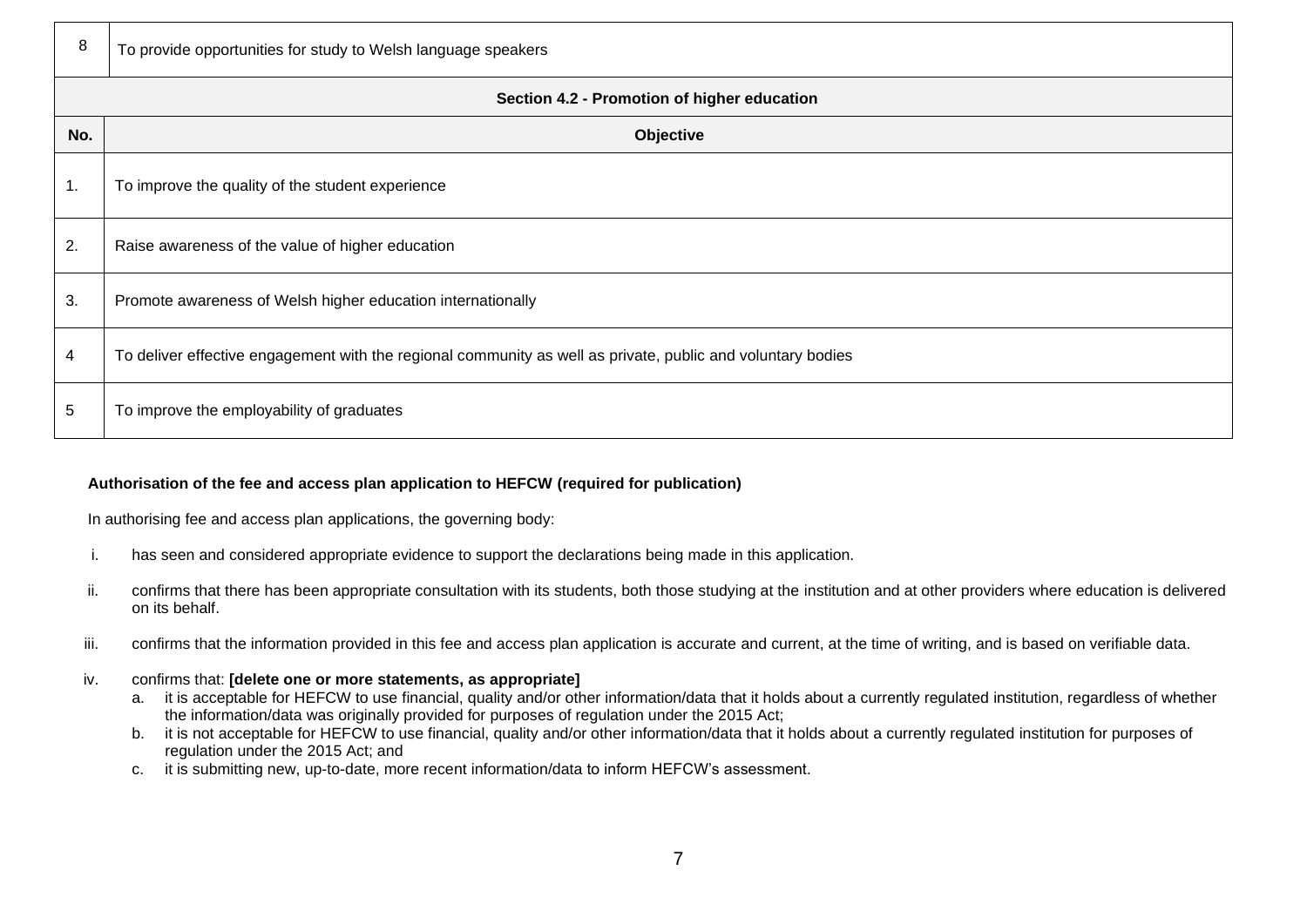| 8 | To provide opportunities for study to Welsh language speakers |
|---|---|
| **Section 4.2 - Promotion of higher education** | |
| **No.** | **Objective** |
| 1. | To improve the quality of the student experience |
| 2. | Raise awareness of the value of higher education |
| 3. | Promote awareness of Welsh higher education internationally |
| 4 | To deliver effective engagement with the regional community as well as private, public and voluntary bodies |
| 5 | To improve the employability of graduates |

**Authorisation of the fee and access plan application to HEFCW (required for publication)**

In authorising fee and access plan applications, the governing body:

i. has seen and considered appropriate evidence to support the declarations being made in this application.

ii. confirms that there has been appropriate consultation with its students, both those studying at the institution and at other providers where education is delivered on its behalf.

iii. confirms that the information provided in this fee and access plan application is accurate and current, at the time of writing, and is based on verifiable data.

iv. confirms that: **[delete one or more statements, as appropriate]**
   a. it is acceptable for HEFCW to use financial, quality and/or other information/data that it holds about a currently regulated institution, regardless of whether the information/data was originally provided for purposes of regulation under the 2015 Act;
   b. it is not acceptable for HEFCW to use financial, quality and/or other information/data that it holds about a currently regulated institution for purposes of regulation under the 2015 Act; and
   c. it is submitting new, up-to-date, more recent information/data to inform HEFCW's assessment.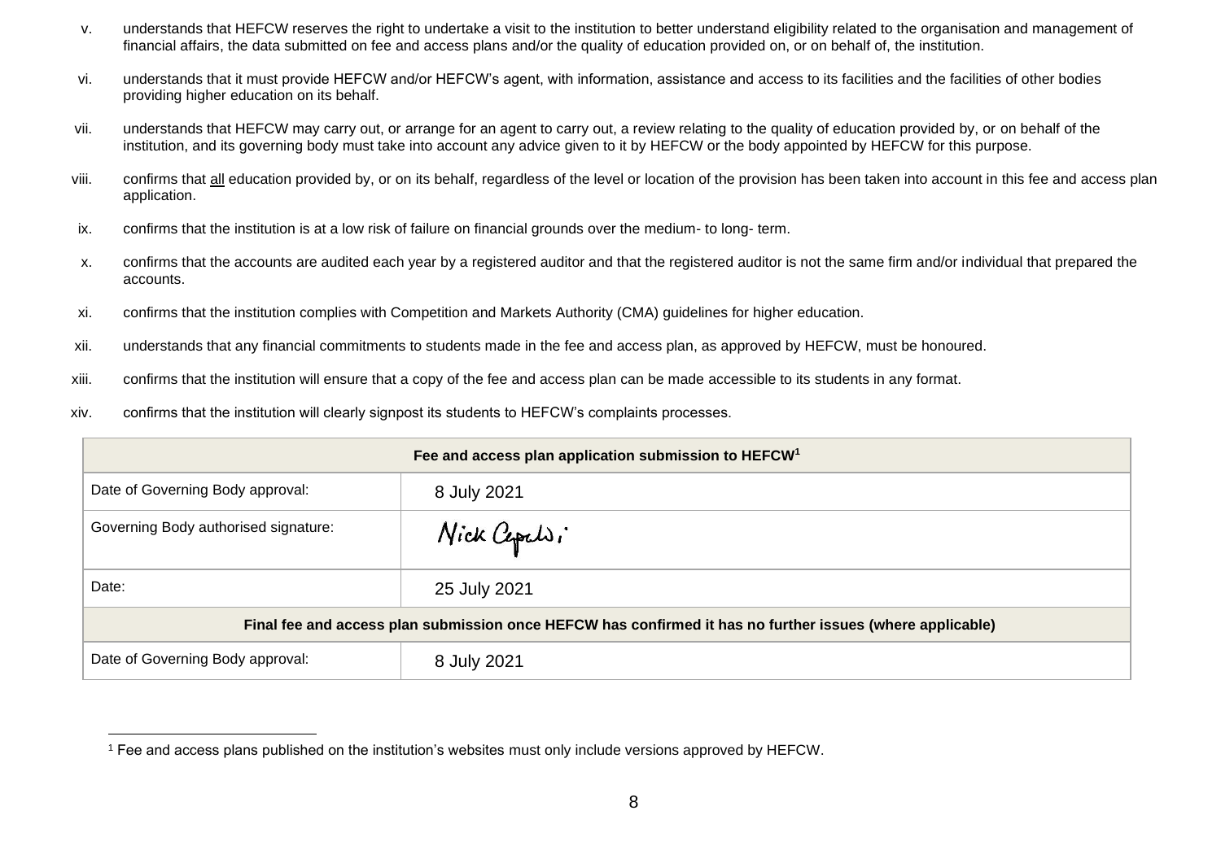v. understands that HEFCW reserves the right to undertake a visit to the institution to better understand eligibility related to the organisation and management of financial affairs, the data submitted on fee and access plans and/or the quality of education provided on, or on behalf of, the institution.

vi. understands that it must provide HEFCW and/or HEFCW's agent, with information, assistance and access to its facilities and the facilities of other bodies providing higher education on its behalf.

vii. understands that HEFCW may carry out, or arrange for an agent to carry out, a review relating to the quality of education provided by, or on behalf of the institution, and its governing body must take into account any advice given to it by HEFCW or the body appointed by HEFCW for this purpose.

viii. confirms that <u>all</u> education provided by, or on its behalf, regardless of the level or location of the provision has been taken into account in this fee and access plan application.

ix. confirms that the institution is at a low risk of failure on financial grounds over the medium- to long- term.

x. confirms that the accounts are audited each year by a registered auditor and that the registered auditor is not the same firm and/or individual that prepared the accounts.

xi. confirms that the institution complies with Competition and Markets Authority (CMA) guidelines for higher education.

xii. understands that any financial commitments to students made in the fee and access plan, as approved by HEFCW, must be honoured.

xiii. confirms that the institution will ensure that a copy of the fee and access plan can be made accessible to its students in any format.

xiv. confirms that the institution will clearly signpost its students to HEFCW's complaints processes.

| **Fee and access plan application submission to HEFCW**[1] | |
|---|---|
| Date of Governing Body approval: | 8 July 2021 |
| Governing Body authorised signature: | Nick Capaldi |
| Date: | 25 July 2021 |
| **Final fee and access plan submission once HEFCW has confirmed it has no further issues (where applicable)** | |
| Date of Governing Body approval: | 8 July 2021 |

[1] Fee and access plans published on the institution's websites must only include versions approved by HEFCW.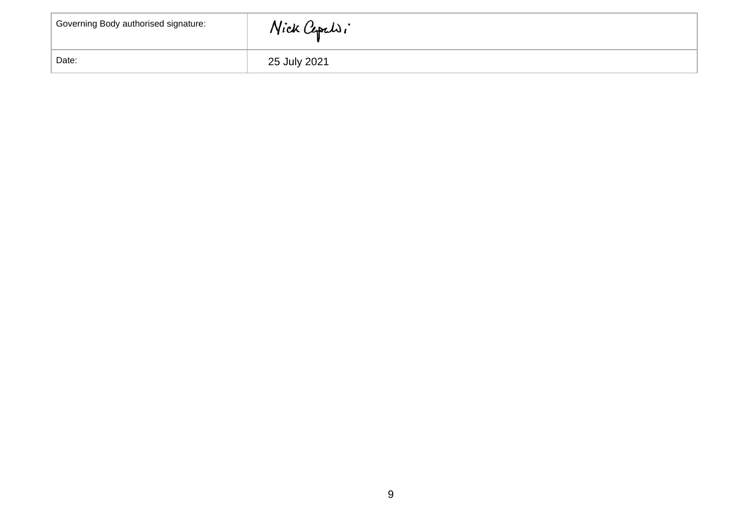| | |
|---|---|
| Governing Body authorised signature: | Nick Capaldi |
| Date: | 25 July 2021 |